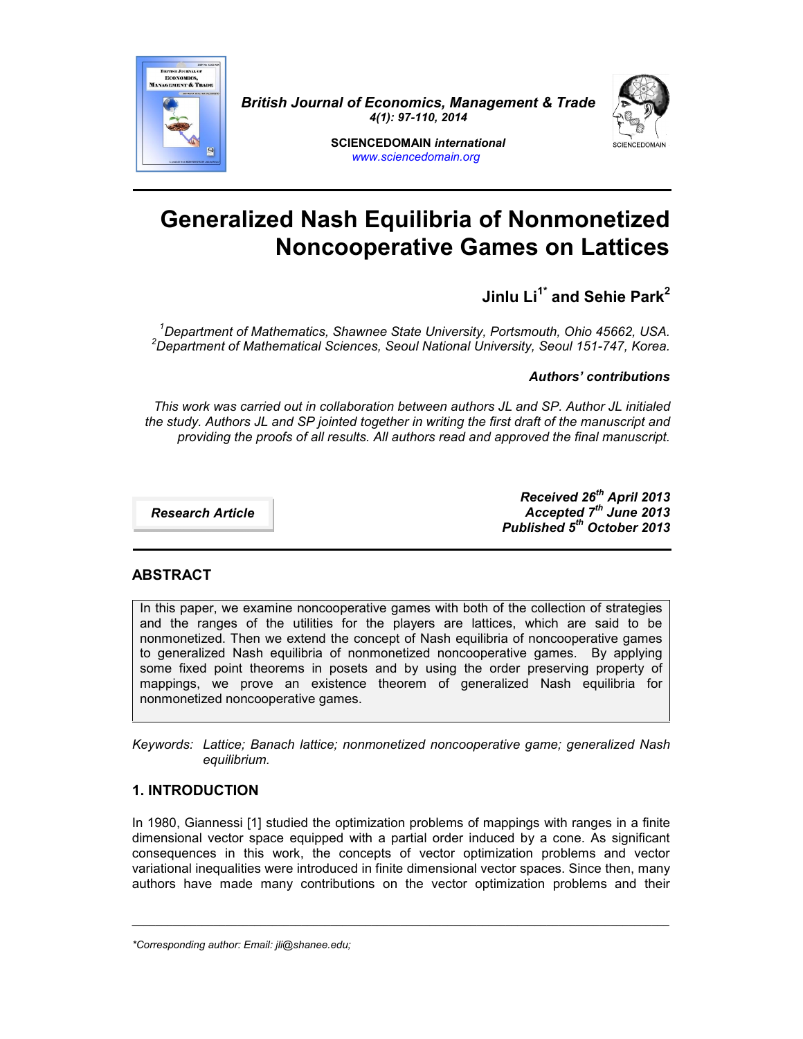*British Journal of Economics, Management & Trade*
*4(1): 97-110, 2014*

**SCIENCEDOMAIN *international***
*www.sciencedomain.org*

# Generalized Nash Equilibria of Nonmonetized Noncooperative Games on Lattices

**Jinlu Li[1*] and Sehie Park[2]**

*[1]Department of Mathematics, Shawnee State University, Portsmouth, Ohio 45662, USA.*
*[2]Department of Mathematical Sciences, Seoul National University, Seoul 151-747, Korea.*

***Authors' contributions***

*This work was carried out in collaboration between authors JL and SP. Author JL initialed the study. Authors JL and SP jointed together in writing the first draft of the manuscript and providing the proofs of all results. All authors read and approved the final manuscript.*

***Research Article***

***Received 26th April 2013***
***Accepted 7th June 2013***
***Published 5th October 2013***

## ABSTRACT

In this paper, we examine noncooperative games with both of the collection of strategies and the ranges of the utilities for the players are lattices, which are said to be nonmonetized. Then we extend the concept of Nash equilibria of noncooperative games to generalized Nash equilibria of nonmonetized noncooperative games. By applying some fixed point theorems in posets and by using the order preserving property of mappings, we prove an existence theorem of generalized Nash equilibria for nonmonetized noncooperative games.

*Keywords: Lattice; Banach lattice; nonmonetized noncooperative game; generalized Nash equilibrium.*

## 1. INTRODUCTION

In 1980, Giannessi [1] studied the optimization problems of mappings with ranges in a finite dimensional vector space equipped with a partial order induced by a cone. As significant consequences in this work, the concepts of vector optimization problems and vector variational inequalities were introduced in finite dimensional vector spaces. Since then, many authors have made many contributions on the vector optimization problems and their

*\*Corresponding author: Email: jli@shanee.edu;*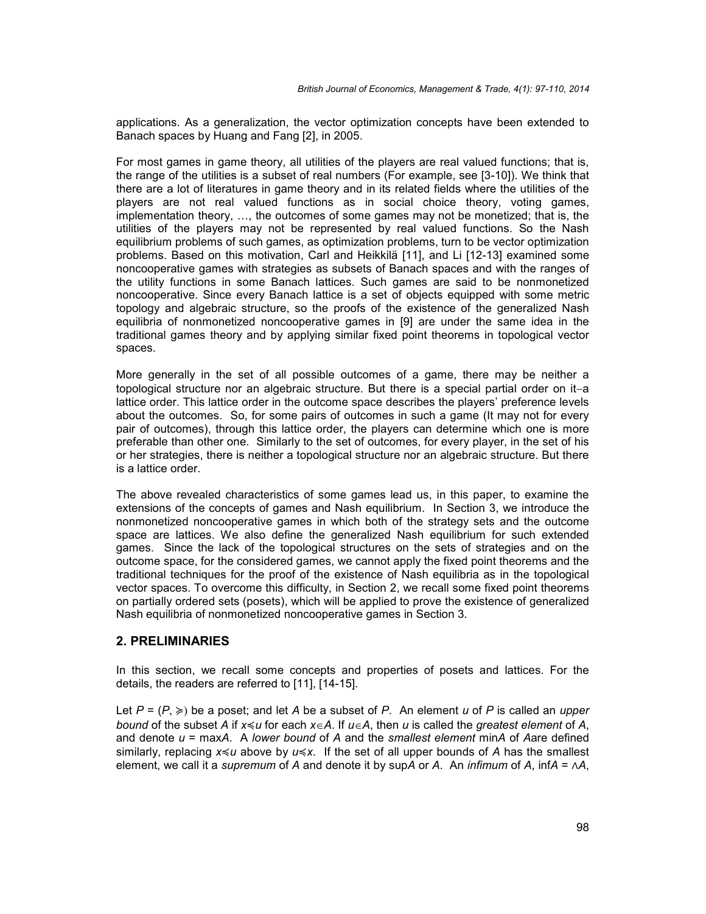applications. As a generalization, the vector optimization concepts have been extended to Banach spaces by Huang and Fang [2], in 2005.

For most games in game theory, all utilities of the players are real valued functions; that is, the range of the utilities is a subset of real numbers (For example, see [3-10]). We think that there are a lot of literatures in game theory and in its related fields where the utilities of the players are not real valued functions as in social choice theory, voting games, implementation theory, …, the outcomes of some games may not be monetized; that is, the utilities of the players may not be represented by real valued functions. So the Nash equilibrium problems of such games, as optimization problems, turn to be vector optimization problems. Based on this motivation, Carl and Heikkilä [11], and Li [12-13] examined some noncooperative games with strategies as subsets of Banach spaces and with the ranges of the utility functions in some Banach lattices. Such games are said to be nonmonetized noncooperative. Since every Banach lattice is a set of objects equipped with some metric topology and algebraic structure, so the proofs of the existence of the generalized Nash equilibria of nonmonetized noncooperative games in [9] are under the same idea in the traditional games theory and by applying similar fixed point theorems in topological vector spaces.

More generally in the set of all possible outcomes of a game, there may be neither a topological structure nor an algebraic structure. But there is a special partial order on it−a lattice order. This lattice order in the outcome space describes the players' preference levels about the outcomes. So, for some pairs of outcomes in such a game (It may not for every pair of outcomes), through this lattice order, the players can determine which one is more preferable than other one. Similarly to the set of outcomes, for every player, in the set of his or her strategies, there is neither a topological structure nor an algebraic structure. But there is a lattice order.

The above revealed characteristics of some games lead us, in this paper, to examine the extensions of the concepts of games and Nash equilibrium. In Section 3, we introduce the nonmonetized noncooperative games in which both of the strategy sets and the outcome space are lattices. We also define the generalized Nash equilibrium for such extended games. Since the lack of the topological structures on the sets of strategies and on the outcome space, for the considered games, we cannot apply the fixed point theorems and the traditional techniques for the proof of the existence of Nash equilibria as in the topological vector spaces. To overcome this difficulty, in Section 2, we recall some fixed point theorems on partially ordered sets (posets), which will be applied to prove the existence of generalized Nash equilibria of nonmonetized noncooperative games in Section 3.

## 2. PRELIMINARIES

In this section, we recall some concepts and properties of posets and lattices. For the details, the readers are referred to [11], [14-15].

Let $P = (P, \succcurlyeq)$ be a poset; and let $A$ be a subset of $P$. An element $u$ of $P$ is called an *upper bound* of the subset $A$ if $x \preccurlyeq u$ for each $x \in A$. If $u \in A$, then $u$ is called the *greatest element* of $A$, and denote $u = \max A$. A *lower bound* of $A$ and the *smallest element* $\min A$ of $A$are defined similarly, replacing $x \preccurlyeq u$ above by $u \preccurlyeq x$. If the set of all upper bounds of $A$ has the smallest element, we call it a *supremum* of $A$ and denote it by $\sup A$ or $A$. An *infimum* of $A$, $\inf A = \wedge A$,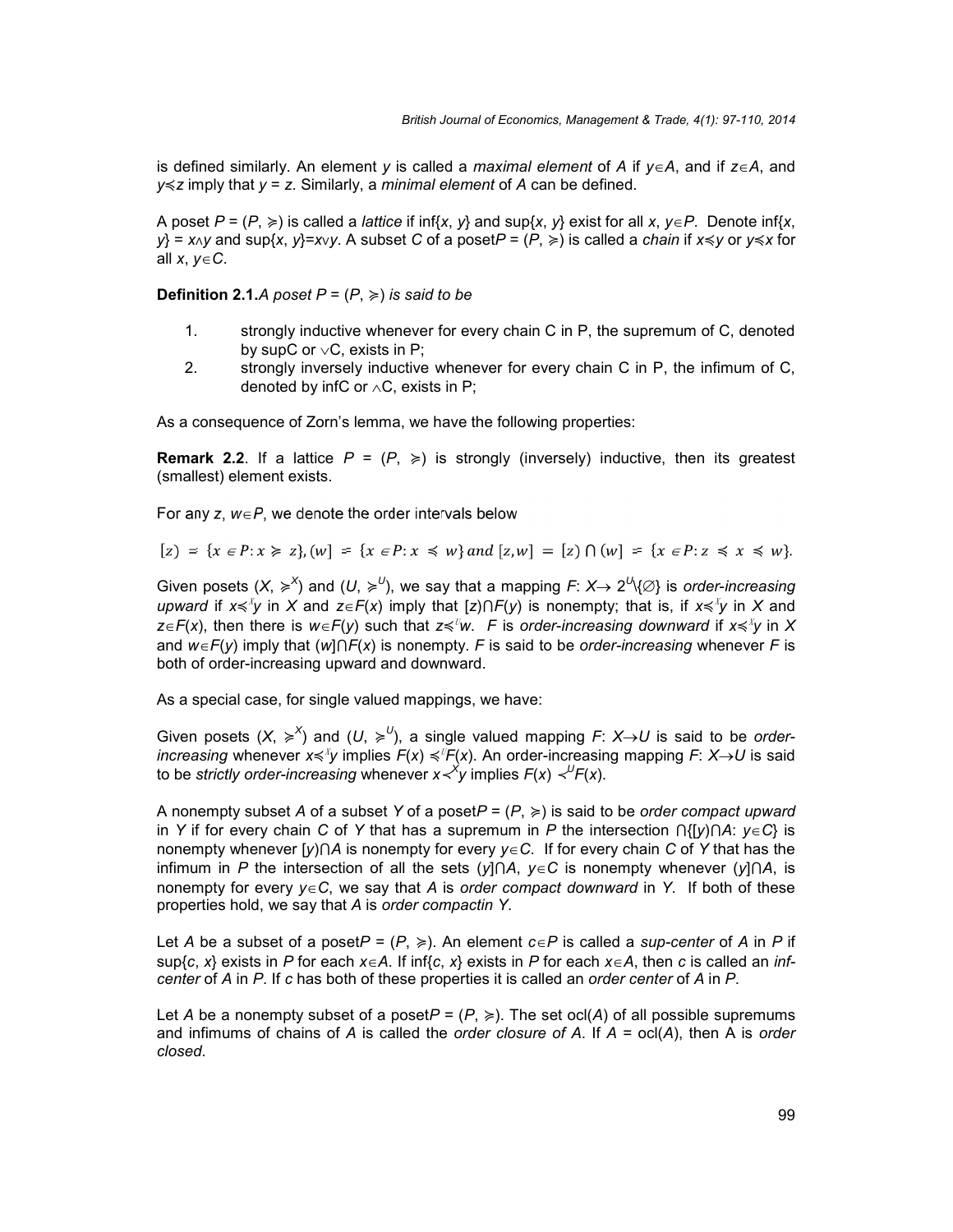is defined similarly. An element $y$ is called a *maximal element* of $A$ if $y \in A$, and if $z \in A$, and $y \preccurlyeq z$ imply that $y = z$. Similarly, a *minimal element* of $A$ can be defined.

A poset $P = (P, \succcurlyeq)$ is called a *lattice* if $\inf\{x, y\}$ and $\sup\{x, y\}$ exist for all $x, y \in P$. Denote $\inf\{x, y\} = x \wedge y$ and $\sup\{x, y\} = x \vee y$. A subset $C$ of a poset $P = (P, \succcurlyeq)$ is called a *chain* if $x \preccurlyeq y$ or $y \preccurlyeq x$ for all $x, y \in C$.

**Definition 2.1.** *A poset $P = (P, \succcurlyeq)$ is said to be*

1. strongly inductive whenever for every chain C in P, the supremum of C, denoted by supC or $\vee$C, exists in P;
2. strongly inversely inductive whenever for every chain C in P, the infimum of C, denoted by infC or $\wedge$C, exists in P;

As a consequence of Zorn's lemma, we have the following properties:

**Remark 2.2**. If a lattice $P = (P, \succcurlyeq)$ is strongly (inversely) inductive, then its greatest (smallest) element exists.

For any $z, w \in P$, we denote the order intervals below

$$[z) = \{x \in P: x \succcurlyeq z\}, (w] = \{x \in P: x \preccurlyeq w\} \text{ and } [z, w] = [z) \cap (w] = \{x \in P: z \preccurlyeq x \preccurlyeq w\}.$$

Given posets $(X, \succcurlyeq^X)$ and $(U, \succcurlyeq^U)$, we say that a mapping $F: X \to 2^U\backslash\{\emptyset\}$ is *order-increasing upward* if $x \preccurlyeq^X y$ in $X$ and $z \in F(x)$ imply that $[z) \cap F(y)$ is nonempty; that is, if $x \preccurlyeq^X y$ in $X$ and $z \in F(x)$, then there is $w \in F(y)$ such that $z \preccurlyeq^U w$. $F$ is *order-increasing downward* if $x \preccurlyeq^X y$ in $X$ and $w \in F(y)$ imply that $(w] \cap F(x)$ is nonempty. $F$ is said to be *order-increasing* whenever $F$ is both of order-increasing upward and downward.

As a special case, for single valued mappings, we have:

Given posets $(X, \succcurlyeq^X)$ and $(U, \succcurlyeq^U)$, a single valued mapping $F: X \to U$ is said to be *order-increasing* whenever $x \preccurlyeq^X y$ implies $F(x) \preccurlyeq^U F(x)$. An order-increasing mapping $F: X \to U$ is said to be *strictly order-increasing* whenever $x \prec^X y$ implies $F(x) \prec^U F(x)$.

A nonempty subset $A$ of a subset $Y$ of a poset $P = (P, \succcurlyeq)$ is said to be *order compact upward* in $Y$ if for every chain $C$ of $Y$ that has a supremum in $P$ the intersection $\cap\{[y) \cap A: y \in C\}$ is nonempty whenever $[y) \cap A$ is nonempty for every $y \in C$. If for every chain $C$ of $Y$ that has the infimum in $P$ the intersection of all the sets $(y] \cap A$, $y \in C$ is nonempty whenever $(y] \cap A$, is nonempty for every $y \in C$, we say that $A$ is *order compact downward* in $Y$. If both of these properties hold, we say that $A$ is *order compactin Y*.

Let $A$ be a subset of a poset $P = (P, \succcurlyeq)$. An element $c \in P$ is called a *sup-center* of $A$ in $P$ if $\sup\{c, x\}$ exists in $P$ for each $x \in A$. If $\inf\{c, x\}$ exists in $P$ for each $x \in A$, then $c$ is called an *inf-center* of $A$ in $P$. If $c$ has both of these properties it is called an *order center* of $A$ in $P$.

Let $A$ be a nonempty subset of a poset $P = (P, \succcurlyeq)$. The set ocl($A$) of all possible supremums and infimums of chains of $A$ is called the *order closure of A*. If $A$ = ocl($A$), then A is *order closed*.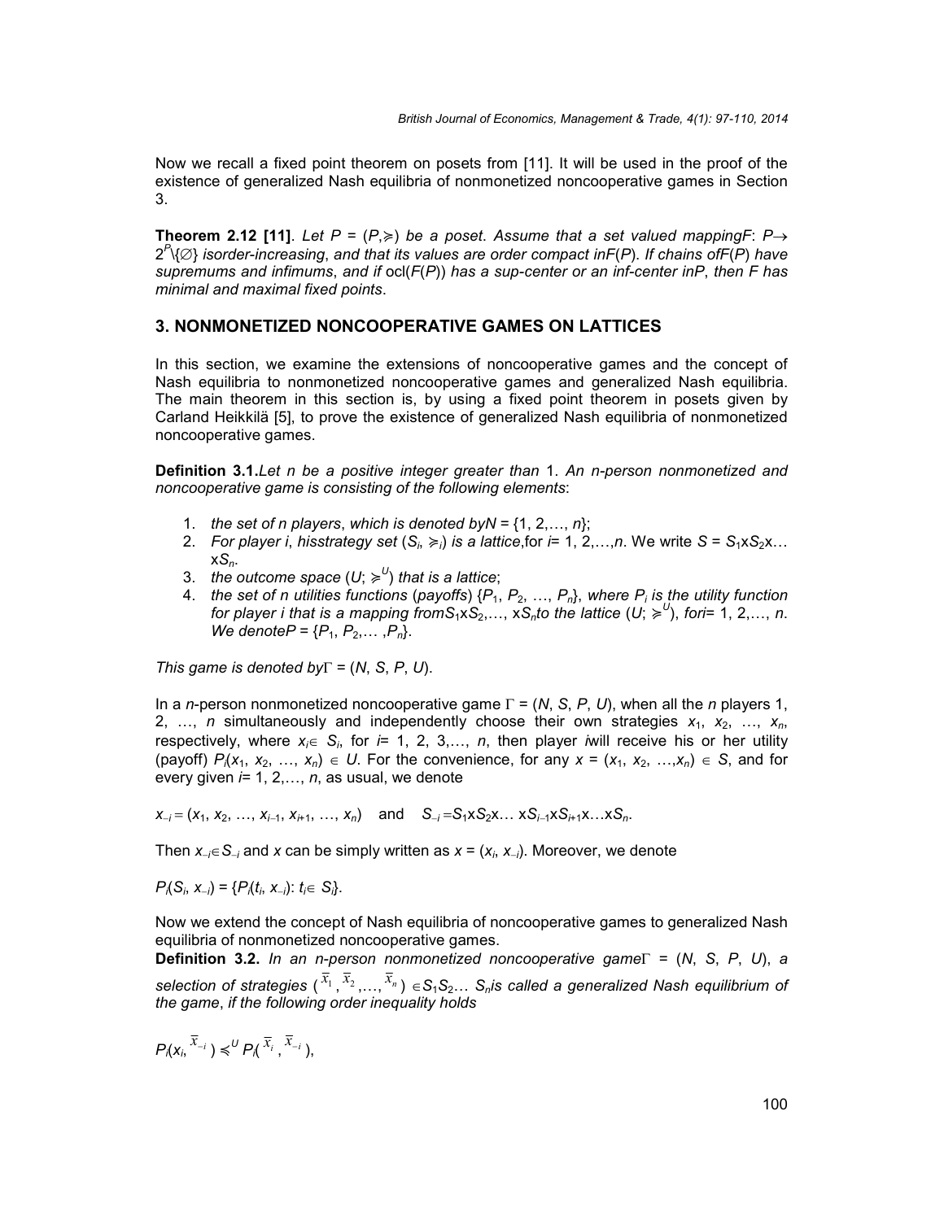Now we recall a fixed point theorem on posets from [11]. It will be used in the proof of the existence of generalized Nash equilibria of nonmonetized noncooperative games in Section 3.

**Theorem 2.12 [11]**. *Let $P = (P, \succcurlyeq)$ be a poset. Assume that a set valued mapping $F$: $P \to 2^P \backslash \{\emptyset\}$ is order-increasing, and that its values are order compact in $F(P)$. If chains of $F(P)$ have supremums and infimums, and if* ocl($F(P)$) *has a sup-center or an inf-center in $P$, then $F$ has minimal and maximal fixed points*.

## 3. NONMONETIZED NONCOOPERATIVE GAMES ON LATTICES

In this section, we examine the extensions of noncooperative games and the concept of Nash equilibria to nonmonetized noncooperative games and generalized Nash equilibria. The main theorem in this section is, by using a fixed point theorem in posets given by Carl and Heikkilä [5], to prove the existence of generalized Nash equilibria of nonmonetized noncooperative games.

**Definition 3.1.** *Let $n$ be a positive integer greater than* 1. *An $n$-person nonmonetized and noncooperative game is consisting of the following elements*:

1. *the set of $n$ players*, *which is denoted by $N = \{1, 2, \ldots, n\}$*;
2. *For player $i$*, *his strategy set $(S_i, \succcurlyeq_i)$ is a lattice*, for $i = 1, 2, \ldots, n$. We write $S = S_1 \times S_2 \times \ldots \times S_n$.
3. *the outcome space $(U; \succcurlyeq^U)$ that is a lattice*;
4. *the set of $n$ utilities functions* (*payoffs*) $\{P_1, P_2, \ldots, P_n\}$, *where $P_i$ is the utility function for player $i$ that is a mapping from $S_1 \times S_2, \ldots, \times S_n$ to the lattice $(U; \succcurlyeq^U)$, for $i = 1, 2, \ldots, n$. We denote $P = \{P_1, P_2, \ldots, P_n\}$*.

*This game is denoted by* $\Gamma = (N, S, P, U)$.

In a $n$-person nonmonetized noncooperative game $\Gamma = (N, S, P, U)$, when all the $n$ players 1, 2, …, $n$ simultaneously and independently choose their own strategies $x_1, x_2, \ldots, x_n$, respectively, where $x_i \in S_i$, for $i = 1, 2, 3, \ldots, n$, then player $i$ will receive his or her utility (payoff) $P_i(x_1, x_2, \ldots, x_n) \in U$. For the convenience, for any $x = (x_1, x_2, \ldots, x_n) \in S$, and for every given $i = 1, 2, \ldots, n$, as usual, we denote

$$x_{-i} = (x_1, x_2, \ldots, x_{i-1}, x_{i+1}, \ldots, x_n) \quad \text{and} \quad S_{-i} = S_1 \times S_2 \times \ldots \times S_{i-1} \times S_{i+1} \times \ldots \times S_n.$$

Then $x_{-i} \in S_{-i}$ and $x$ can be simply written as $x = (x_i, x_{-i})$. Moreover, we denote

$$P_i(S_i, x_{-i}) = \{P_i(t_i, x_{-i}) : t_i \in S_i\}.$$

Now we extend the concept of Nash equilibria of noncooperative games to generalized Nash equilibria of nonmonetized noncooperative games.

**Definition 3.2.** *In an $n$-person nonmonetized noncooperative game $\Gamma = (N, S, P, U)$, a selection of strategies $(\bar{x}_1, \bar{x}_2, \ldots, \bar{x}_n) \in S_1 S_2 \ldots S_n$ is called a generalized Nash equilibrium of the game*, *if the following order inequality holds*

$$P_i(x_i, \bar{x}_{-i}) \preccurlyeq^U P_i(\bar{x}_i, \bar{x}_{-i}),$$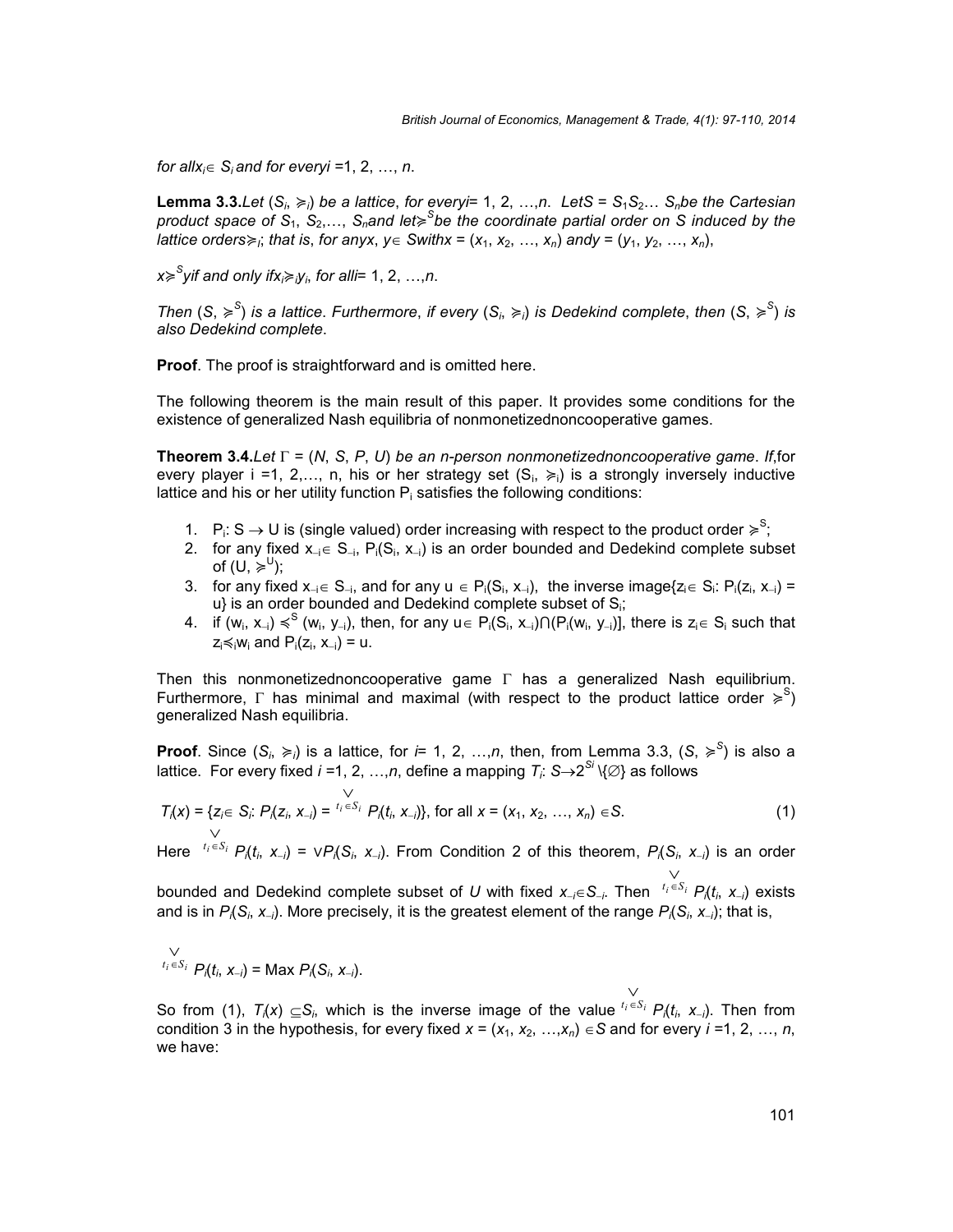*for all* $x_i \in S_i$ *and for every* $i = 1, 2, \ldots, n$.

**Lemma 3.3.** *Let* $(S_i, \succcurlyeq_i)$ *be a lattice, for every* $i = 1, 2, \ldots, n$. *Let* $S = S_1 S_2 \ldots S_n$ *be the Cartesian product space of* $S_1, S_2, \ldots, S_n$ *and let* $\succcurlyeq^S$ *be the coordinate partial order on S induced by the lattice orders* $\succcurlyeq_i$; *that is, for any* $x, y \in S$ *with* $x = (x_1, x_2, \ldots, x_n)$ *and* $y = (y_1, y_2, \ldots, x_n)$,

$x \succcurlyeq^S y$ *if and only if* $x_i \succcurlyeq_i y_i$, *for all* $i = 1, 2, \ldots, n$.

*Then* $(S, \succcurlyeq^S)$ *is a lattice. Furthermore, if every* $(S_i, \succcurlyeq_i)$ *is Dedekind complete, then* $(S, \succcurlyeq^S)$ *is also Dedekind complete.*

**Proof**. The proof is straightforward and is omitted here.

The following theorem is the main result of this paper. It provides some conditions for the existence of generalized Nash equilibria of nonmonetizednoncooperative games.

**Theorem 3.4.** *Let* $\Gamma = (N, S, P, U)$ *be an n-person nonmonetizednoncooperative game. If*, for every player i =1, 2,…, n, his or her strategy set $(S_i, \succcurlyeq_i)$ is a strongly inversely inductive lattice and his or her utility function $P_i$ satisfies the following conditions:

1. $P_i: S \to U$ is (single valued) order increasing with respect to the product order $\succcurlyeq^S$;
2. for any fixed $x_{-i} \in S_{-i}$, $P_i(S_i, x_{-i})$ is an order bounded and Dedekind complete subset of $(U, \succcurlyeq^U)$;
3. for any fixed $x_{-i} \in S_{-i}$, and for any $u \in P_i(S_i, x_{-i})$, the inverse image$\{z_i \in S_i: P_i(z_i, x_{-i}) = u\}$ is an order bounded and Dedekind complete subset of $S_i$;
4. if $(w_i, x_{-i}) \preccurlyeq^S (w_i, y_{-i})$, then, for any $u \in P_i(S_i, x_{-i}) \cap (P_i(w_i, y_{-i})]$, there is $z_i \in S_i$ such that $z_i \preccurlyeq_i w_i$ and $P_i(z_i, x_{-i}) = u$.

Then this nonmonetizednoncooperative game $\Gamma$ has a generalized Nash equilibrium. Furthermore, $\Gamma$ has minimal and maximal (with respect to the product lattice order $\succcurlyeq^S$) generalized Nash equilibria.

**Proof**. Since $(S_i, \succcurlyeq_i)$ is a lattice, for $i = 1, 2, \ldots, n$, then, from Lemma 3.3, $(S, \succcurlyeq^S)$ is also a lattice. For every fixed $i = 1, 2, \ldots, n$, define a mapping $T_i: S \to 2^{S_i} \setminus \{\varnothing\}$ as follows

$$T_i(x) = \{z_i \in S_i: P_i(z_i, x_{-i}) = \bigvee_{t_i \in S_i} P_i(t_i, x_{-i})\}, \text{ for all } x = (x_1, x_2, \ldots, x_n) \in S. \tag{1}$$

Here $\bigvee_{t_i \in S_i} P_i(t_i, x_{-i}) = \vee P_i(S_i, x_{-i})$. From Condition 2 of this theorem, $P_i(S_i, x_{-i})$ is an order bounded and Dedekind complete subset of $U$ with fixed $x_{-i} \in S_{-i}$. Then $\bigvee_{t_i \in S_i} P_i(t_i, x_{-i})$ exists and is in $P_i(S_i, x_{-i})$. More precisely, it is the greatest element of the range $P_i(S_i, x_{-i})$; that is,

$$\bigvee_{t_i \in S_i} P_i(t_i, x_{-i}) = \text{Max } P_i(S_i, x_{-i}).$$

So from (1), $T_i(x) \subseteq S_i$, which is the inverse image of the value $\bigvee_{t_i \in S_i} P_i(t_i, x_{-i})$. Then from condition 3 in the hypothesis, for every fixed $x = (x_1, x_2, \ldots, x_n) \in S$ and for every $i = 1, 2, \ldots, n$, we have: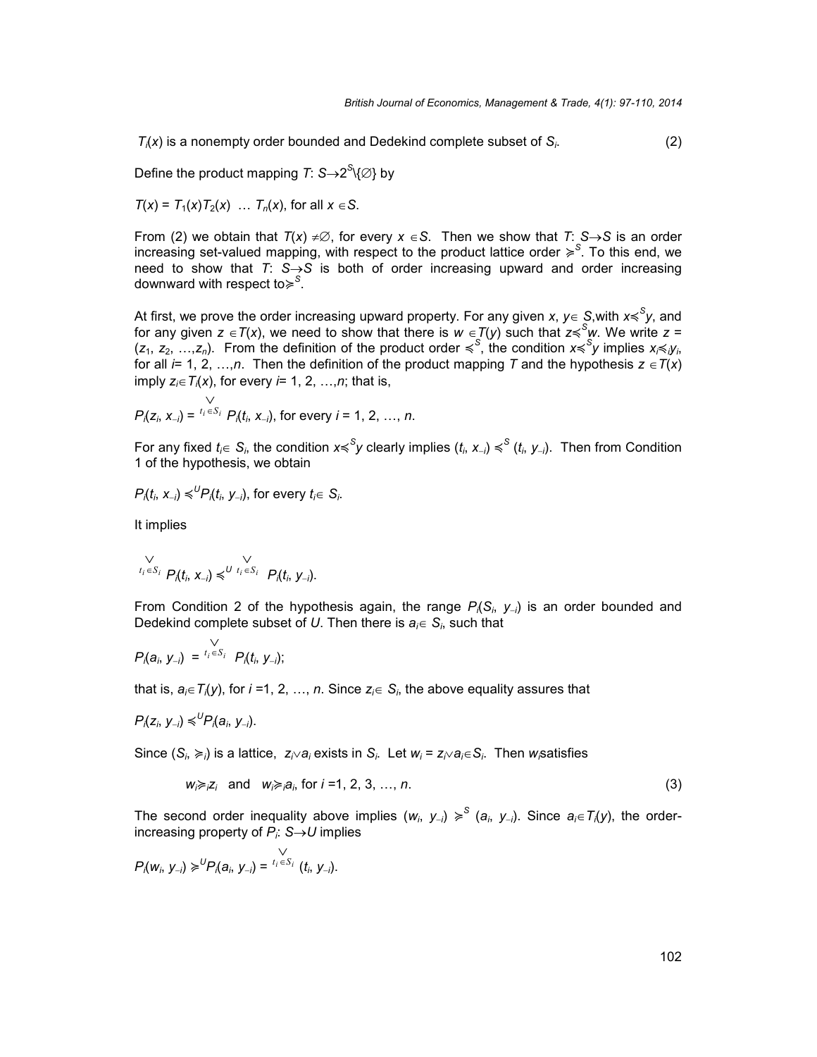$T_i(x)$ is a nonempty order bounded and Dedekind complete subset of $S_i$. (2)

Define the product mapping $T$: $S \to 2^S \setminus \{\emptyset\}$ by

$T(x) = T_1(x)T_2(x) \ \dots \ T_n(x)$, for all $x \in S$.

From (2) we obtain that $T(x) \neq \emptyset$, for every $x \in S$. Then we show that $T$: $S \to S$ is an order increasing set-valued mapping, with respect to the product lattice order $\succcurlyeq^S$. To this end, we need to show that $T$: $S \to S$ is both of order increasing upward and order increasing downward with respect to $\succcurlyeq^S$.

At first, we prove the order increasing upward property. For any given $x$, $y \in S$, with $x \preccurlyeq^S y$, and for any given $z \in T(x)$, we need to show that there is $w \in T(y)$ such that $z \preccurlyeq^S w$. We write $z = (z_1, z_2, \dots, z_n)$. From the definition of the product order $\preccurlyeq^S$, the condition $x \preccurlyeq^S y$ implies $x_i \preccurlyeq_i y_i$, for all $i = 1, 2, \dots, n$. Then the definition of the product mapping $T$ and the hypothesis $z \in T(x)$ imply $z_i \in T_i(x)$, for every $i = 1, 2, \dots, n$; that is,

$P_i(z_i, x_{-i}) = \bigvee_{t_i \in S_i} P_i(t_i, x_{-i})$, for every $i = 1, 2, \dots, n$.

For any fixed $t_i \in S_i$, the condition $x \preccurlyeq^S y$ clearly implies $(t_i, x_{-i}) \preccurlyeq^S (t_i, y_{-i})$. Then from Condition 1 of the hypothesis, we obtain

$P_i(t_i, x_{-i}) \preccurlyeq^U P_i(t_i, y_{-i})$, for every $t_i \in S_i$.

It implies

$\bigvee_{t_i \in S_i} P_i(t_i, x_{-i}) \preccurlyeq^U \bigvee_{t_i \in S_i} P_i(t_i, y_{-i})$.

From Condition 2 of the hypothesis again, the range $P_i(S_i, y_{-i})$ is an order bounded and Dedekind complete subset of $U$. Then there is $a_i \in S_i$, such that

$P_i(a_i, y_{-i}) = \bigvee_{t_i \in S_i} P_i(t_i, y_{-i})$;

that is, $a_i \in T_i(y)$, for $i = 1, 2, \dots, n$. Since $z_i \in S_i$, the above equality assures that

$P_i(z_i, y_{-i}) \preccurlyeq^U P_i(a_i, y_{-i})$.

Since $(S_i, \succcurlyeq_i)$ is a lattice, $z_i \vee a_i$ exists in $S_i$. Let $w_i = z_i \vee a_i \in S_i$. Then $w_i$ satisfies

$$w_i \succcurlyeq_i z_i \quad \text{and} \quad w_i \succcurlyeq_i a_i, \text{ for } i = 1, 2, 3, \dots, n. \tag{3}$$

The second order inequality above implies $(w_i, y_{-i}) \succcurlyeq^S (a_i, y_{-i})$. Since $a_i \in T_i(y)$, the order-increasing property of $P_i$: $S \to U$ implies

$P_i(w_i, y_{-i}) \succcurlyeq^U P_i(a_i, y_{-i}) = \bigvee_{t_i \in S_i} (t_i, y_{-i})$.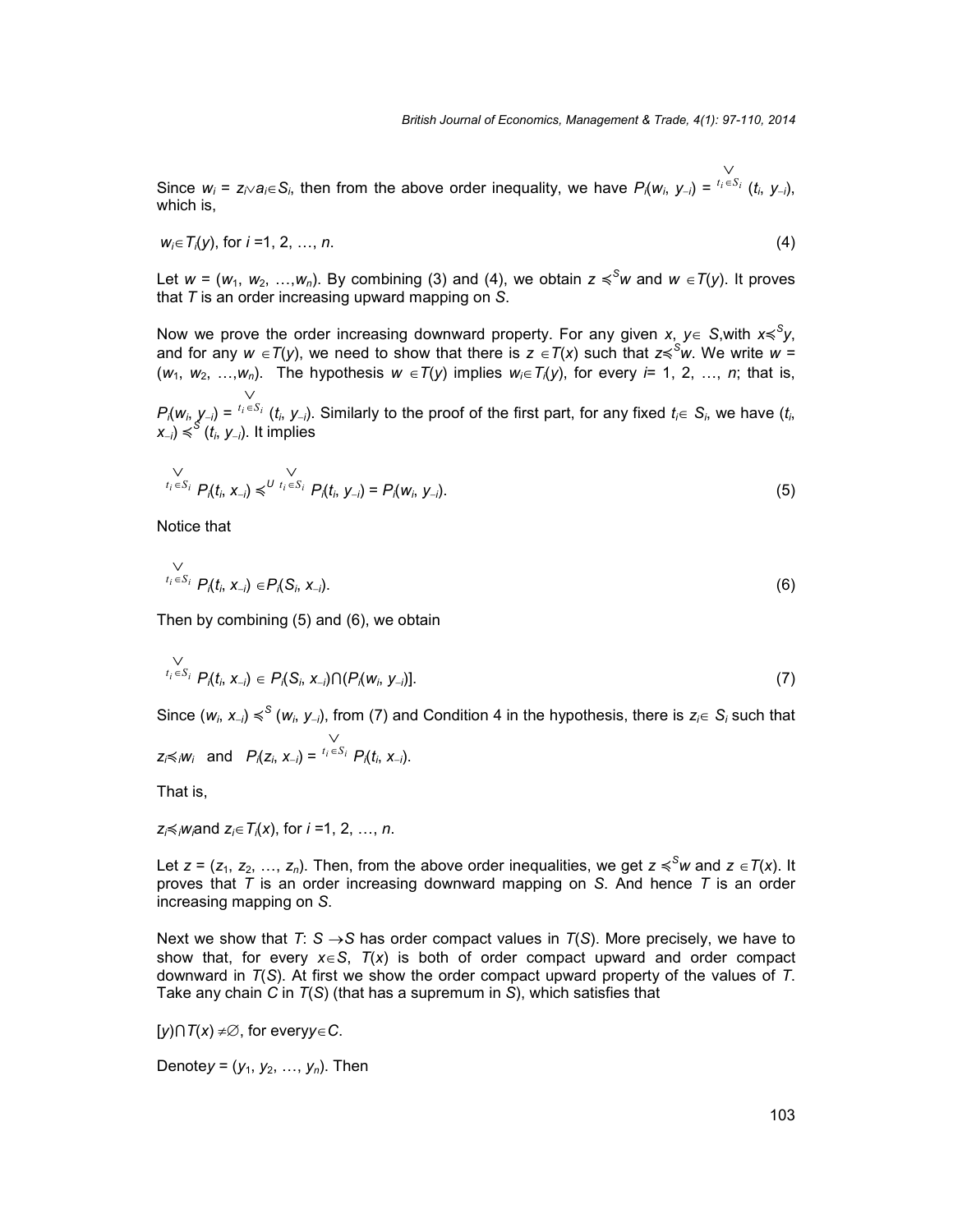Since $w_i = z_i \vee a_i \in S_i$, then from the above order inequality, we have $P_i(w_i, y_{-i}) = \underset{t_i \in S_i}{\vee} (t_i, y_{-i})$, which is,

$$w_i \in T_i(y), \text{ for } i = 1, 2, \ldots, n. \tag{4}$$

Let $w = (w_1, w_2, \ldots, w_n)$. By combining (3) and (4), we obtain $z \preccurlyeq^S w$ and $w \in T(y)$. It proves that $T$ is an order increasing upward mapping on $S$.

Now we prove the order increasing downward property. For any given $x, y \in S$, with $x \preccurlyeq^S y$, and for any $w \in T(y)$, we need to show that there is $z \in T(x)$ such that $z \preccurlyeq^S w$. We write $w = (w_1, w_2, \ldots, w_n)$. The hypothesis $w \in T(y)$ implies $w_i \in T_i(y)$, for every $i = 1, 2, \ldots, n$; that is, $P_i(w_i, y_{-i}) = \underset{t_i \in S_i}{\vee} (t_i, y_{-i})$. Similarly to the proof of the first part, for any fixed $t_i \in S_i$, we have $(t_i, x_{-i}) \preccurlyeq^S (t_i, y_{-i})$. It implies

$$\underset{t_i \in S_i}{\vee} P_i(t_i, x_{-i}) \preccurlyeq^U \underset{t_i \in S_i}{\vee} P_i(t_i, y_{-i}) = P_i(w_i, y_{-i}). \tag{5}$$

Notice that

$$\underset{t_i \in S_i}{\vee} P_i(t_i, x_{-i}) \in P_i(S_i, x_{-i}). \tag{6}$$

Then by combining (5) and (6), we obtain

$$\underset{t_i \in S_i}{\vee} P_i(t_i, x_{-i}) \in P_i(S_i, x_{-i}) \cap (P_i(w_i, y_{-i})]. \tag{7}$$

Since $(w_i, x_{-i}) \preccurlyeq^S (w_i, y_{-i})$, from (7) and Condition 4 in the hypothesis, there is $z_i \in S_i$ such that

$z_i \preccurlyeq_i w_i$ and $P_i(z_i, x_{-i}) = \underset{t_i \in S_i}{\vee} P_i(t_i, x_{-i})$.

That is,

$z_i \preccurlyeq_i w_i$ and $z_i \in T_i(x)$, for $i = 1, 2, \ldots, n$.

Let $z = (z_1, z_2, \ldots, z_n)$. Then, from the above order inequalities, we get $z \preccurlyeq^S w$ and $z \in T(x)$. It proves that $T$ is an order increasing downward mapping on $S$. And hence $T$ is an order increasing mapping on $S$.

Next we show that $T: S \to S$ has order compact values in $T(S)$. More precisely, we have to show that, for every $x \in S$, $T(x)$ is both of order compact upward and order compact downward in $T(S)$. At first we show the order compact upward property of the values of $T$. Take any chain $C$ in $T(S)$ (that has a supremum in $S$), which satisfies that

$[y) \cap T(x) \neq \emptyset$, for every $y \in C$.

Denote $y = (y_1, y_2, \ldots, y_n)$. Then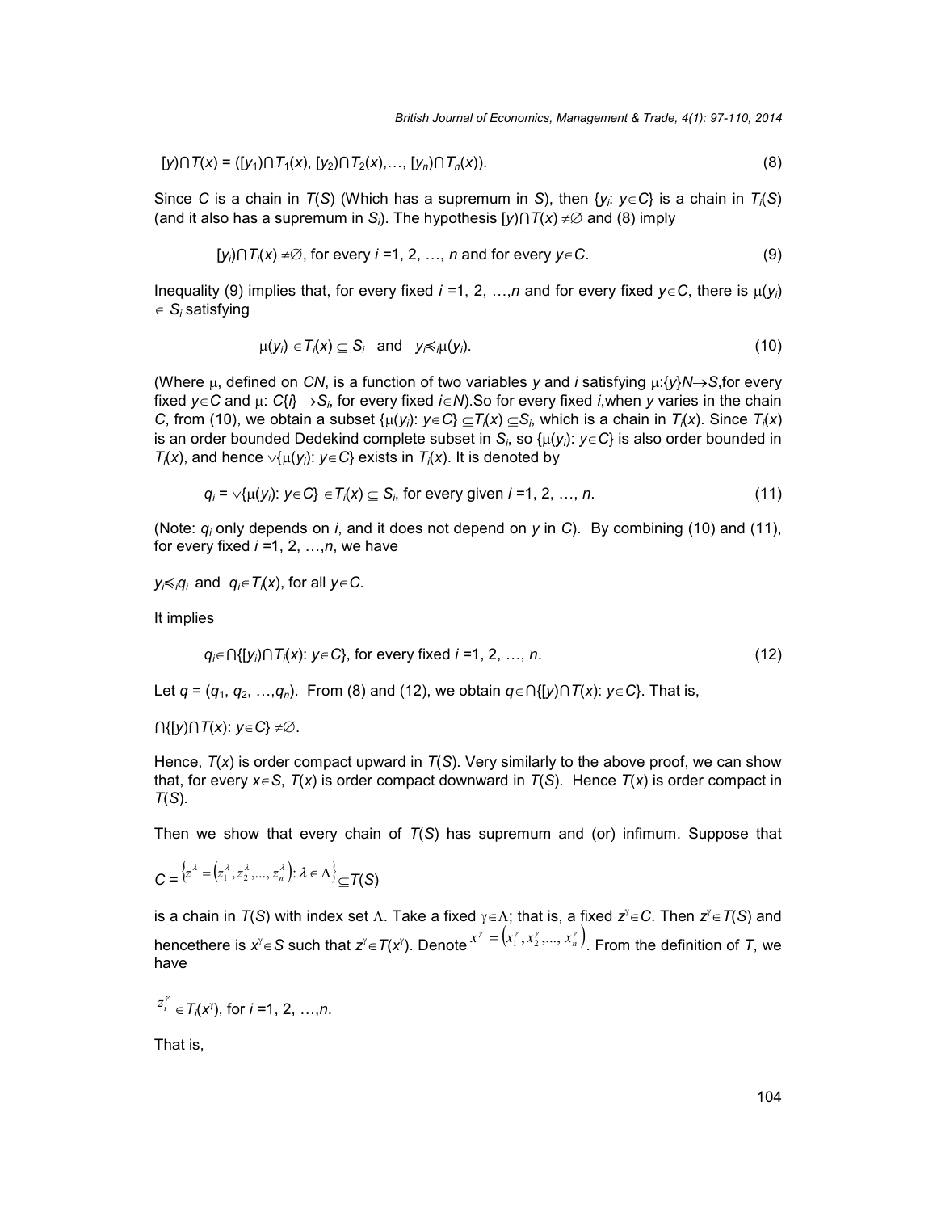$$[y)\cap T(x) = ([y_1)\cap T_1(x), [y_2)\cap T_2(x),\ldots, [y_n)\cap T_n(x)). \tag{8}$$

Since $C$ is a chain in $T(S)$ (Which has a supremum in $S$), then $\{y_i: y\in C\}$ is a chain in $T_i(S)$ (and it also has a supremum in $S_i$). The hypothesis $[y)\cap T(x) \neq\emptyset$ and (8) imply

$$[y_i)\cap T_i(x) \neq\emptyset, \text{ for every } i = 1, 2, \ldots, n \text{ and for every } y\in C. \tag{9}$$

Inequality (9) implies that, for every fixed $i$ =1, 2, …,$n$ and for every fixed $y\in C$, there is $\mu(y_i) \in S_i$ satisfying

$$\mu(y_i) \in T_i(x) \subseteq S_i \quad\text{and}\quad y_i \preccurlyeq_i \mu(y_i). \tag{10}$$

(Where $\mu$, defined on $CN$, is a function of two variables $y$ and $i$ satisfying $\mu:\{y\}N\rightarrow S$, for every fixed $y\in C$ and $\mu$: $C\{i\} \rightarrow S_i$, for every fixed $i\in N$).So for every fixed $i$,when $y$ varies in the chain $C$, from (10), we obtain a subset $\{\mu(y_i): y\in C\} \subseteq T_i(x) \subseteq S_i$, which is a chain in $T_i(x)$. Since $T_i(x)$ is an order bounded Dedekind complete subset in $S_i$, so $\{\mu(y_i): y\in C\}$ is also order bounded in $T_i(x)$, and hence $\vee\{\mu(y_i): y\in C\}$ exists in $T_i(x)$. It is denoted by

$$q_i = \vee\{\mu(y_i): y\in C\} \in T_i(x) \subseteq S_i, \text{ for every given } i = 1, 2, \ldots, n. \tag{11}$$

(Note: $q_i$ only depends on $i$, and it does not depend on $y$ in $C$). By combining (10) and (11), for every fixed $i$ =1, 2, …,$n$, we have

$y_i \preccurlyeq_i q_i$ and $q_i\in T_i(x)$, for all $y\in C$.

It implies

$$q_i\in \cap\{[y_i)\cap T_i(x): y\in C\}, \text{ for every fixed } i = 1, 2, \ldots, n. \tag{12}$$

Let $q = (q_1, q_2, \ldots,q_n)$. From (8) and (12), we obtain $q\in\cap\{[y)\cap T(x): y\in C\}$. That is,

$\cap\{[y)\cap T(x): y\in C\} \neq\emptyset$.

Hence, $T(x)$ is order compact upward in $T(S)$. Very similarly to the above proof, we can show that, for every $x\in S$, $T(x)$ is order compact downward in $T(S)$. Hence $T(x)$ is order compact in $T(S)$.

Then we show that every chain of $T(S)$ has supremum and (or) infimum. Suppose that

$C = \{z^{\lambda} = (z_1^{\lambda}, z_2^{\lambda},\ldots, z_n^{\lambda}): \lambda\in\Lambda\} \subseteq T(S)$

is a chain in $T(S)$ with index set $\Lambda$. Take a fixed $\gamma\in\Lambda$; that is, a fixed $z^{\gamma}\in C$. Then $z^{\gamma}\in T(S)$ and hencethere is $x^{\gamma}\in S$ such that $z^{\gamma}\in T(x^{\gamma})$. Denote $x^{\gamma} = (x_1^{\gamma}, x_2^{\gamma},\ldots, x_n^{\gamma})$. From the definition of $T$, we have

$z_i^{\gamma} \in T_i(x^{\gamma})$, for $i$ =1, 2, …,$n$.

That is,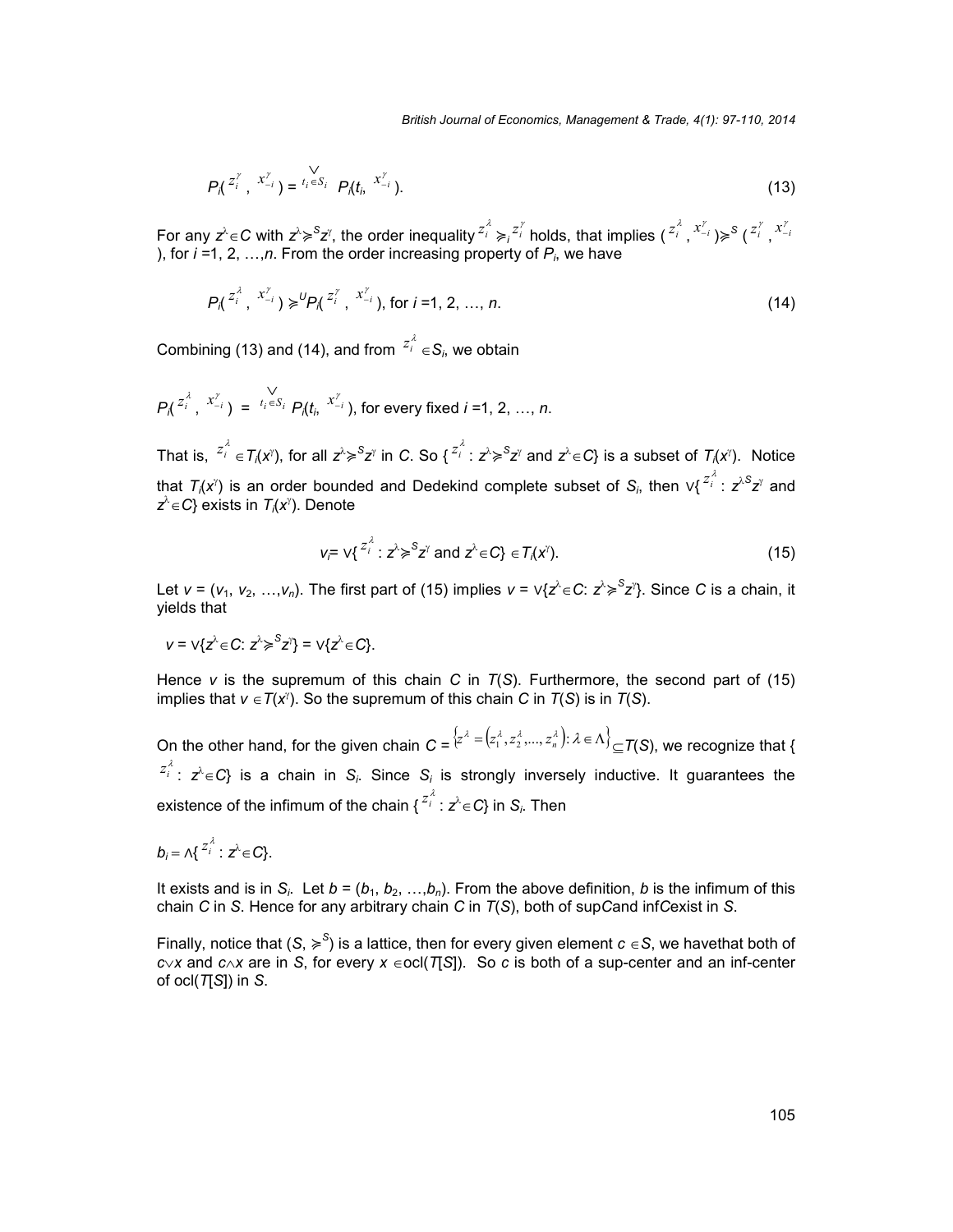$$P_i(z_i^{\gamma}, x_{-i}^{\gamma}) = \bigvee_{t_i \in S_i} P_i(t_i, x_{-i}^{\gamma}). \tag{13}$$

For any $z^{\lambda} \in C$ with $z^{\lambda} \succcurlyeq^S z^{\gamma}$, the order inequality $z_i^{\lambda} \succcurlyeq_i z_i^{\gamma}$ holds, that implies $(z_i^{\lambda}, x_{-i}^{\gamma}) \succcurlyeq^S (z_i^{\gamma}, x_{-i}^{\gamma})$, for $i$ =1, 2, …,$n$. From the order increasing property of $P_i$, we have

$$P_i(z_i^{\lambda}, x_{-i}^{\gamma}) \succcurlyeq^U P_i(z_i^{\gamma}, x_{-i}^{\gamma}), \text{ for } i = 1, 2, \ldots, n. \tag{14}$$

Combining (13) and (14), and from $z_i^{\lambda} \in S_i$, we obtain

$P_i(z_i^{\lambda}, x_{-i}^{\gamma}) = \bigvee_{t_i \in S_i} P_i(t_i, x_{-i}^{\gamma})$, for every fixed $i$ =1, 2, …, $n$.

That is, $z_i^{\lambda} \in T_i(x^{\gamma})$, for all $z^{\lambda} \succcurlyeq^S z^{\gamma}$ in $C$. So $\{z_i^{\lambda} : z^{\lambda} \succcurlyeq^S z^{\gamma} \text{ and } z^{\lambda} \in C\}$ is a subset of $T_i(x^{\gamma})$. Notice that $T_i(x^{\gamma})$ is an order bounded and Dedekind complete subset of $S_i$, then $\vee\{z_i^{\lambda} : z^{\lambda} \succcurlyeq^S z^{\gamma} \text{ and } z^{\lambda} \in C\}$ exists in $T_i(x^{\gamma})$. Denote

$$v_i = \vee\{z_i^{\lambda} : z^{\lambda} \succcurlyeq^S z^{\gamma} \text{ and } z^{\lambda} \in C\} \in T_i(x^{\gamma}). \tag{15}$$

Let $v = (v_1, v_2, \ldots, v_n)$. The first part of (15) implies $v = \vee\{z^{\lambda} \in C: z^{\lambda} \succcurlyeq^S z^{\gamma}\}$. Since $C$ is a chain, it yields that

$v = \vee\{z^{\lambda} \in C: z^{\lambda} \succcurlyeq^S z^{\gamma}\} = \vee\{z^{\lambda} \in C\}$.

Hence $v$ is the supremum of this chain $C$ in $T(S)$. Furthermore, the second part of (15) implies that $v \in T(x^{\gamma})$. So the supremum of this chain $C$ in $T(S)$ is in $T(S)$.

On the other hand, for the given chain $C = \{z^{\lambda} = (z_1^{\lambda}, z_2^{\lambda}, \ldots, z_n^{\lambda}) : \lambda \in \Lambda\} \subseteq T(S)$, we recognize that $\{z_i^{\lambda} : z^{\lambda} \in C\}$ is a chain in $S_i$. Since $S_i$ is strongly inversely inductive. It guarantees the existence of the infimum of the chain $\{z_i^{\lambda} : z^{\lambda} \in C\}$ in $S_i$. Then

$b_i = \wedge\{z_i^{\lambda} : z^{\lambda} \in C\}$.

It exists and is in $S_i$. Let $b = (b_1, b_2, \ldots, b_n)$. From the above definition, $b$ is the infimum of this chain $C$ in $S$. Hence for any arbitrary chain $C$ in $T(S)$, both of sup$C$and inf$C$exist in $S$.

Finally, notice that $(S, \succcurlyeq^S)$ is a lattice, then for every given element $c \in S$, we havethat both of $c \vee x$ and $c \wedge x$ are in $S$, for every $x \in$ ocl($T[S]$). So $c$ is both of a sup-center and an inf-center of ocl($T[S]$) in $S$.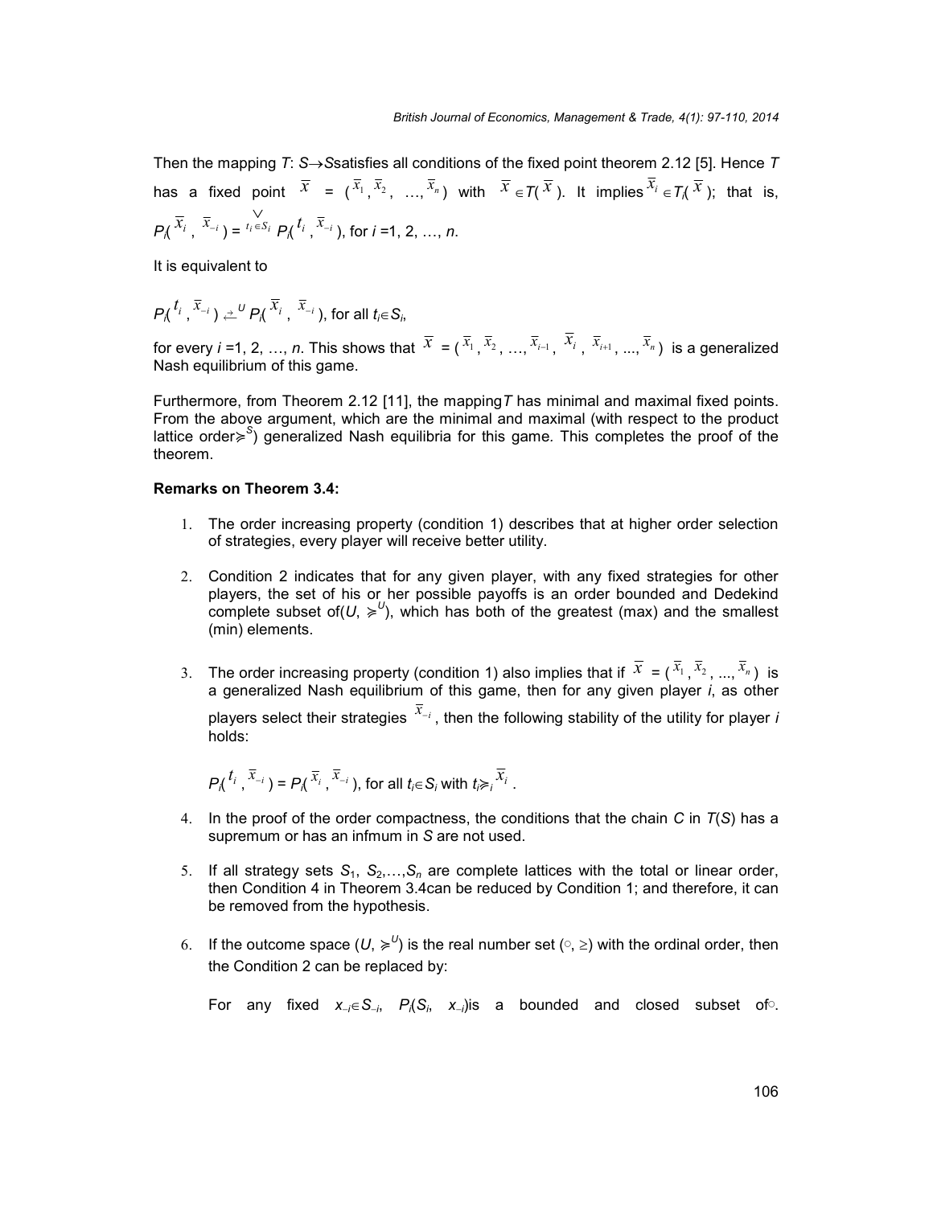Then the mapping $T$: $S \to S$satisfies all conditions of the fixed point theorem 2.12 [5]. Hence $T$ has a fixed point $\bar{x} = (\bar{x}_1, \bar{x}_2, \ldots, \bar{x}_n)$ with $\bar{x} \in T(\bar{x})$. It implies $\bar{x}_i \in T_i(\bar{x})$; that is, $P_i(\bar{x}_i, \bar{x}_{-i}) = \bigvee_{t_i \in S_i} P_i(t_i, \bar{x}_{-i})$, for $i$ =1, 2, …, $n$.

It is equivalent to

$P_i(t_i, \bar{x}_{-i}) \preceq^U P_i(\bar{x}_i, \bar{x}_{-i})$, for all $t_i \in S_i$,

for every $i$ =1, 2, …, $n$. This shows that $\bar{x} = (\bar{x}_1, \bar{x}_2, \ldots, \bar{x}_{i-1}, \bar{x}_i, \bar{x}_{i+1}, \ldots, \bar{x}_n)$ is a generalized Nash equilibrium of this game.

Furthermore, from Theorem 2.12 [11], the mapping$T$ has minimal and maximal fixed points. From the above argument, which are the minimal and maximal (with respect to the product lattice order$\succcurlyeq^S$) generalized Nash equilibria for this game. This completes the proof of the theorem.

**Remarks on Theorem 3.4:**

1. The order increasing property (condition 1) describes that at higher order selection of strategies, every player will receive better utility.

2. Condition 2 indicates that for any given player, with any fixed strategies for other players, the set of his or her possible payoffs is an order bounded and Dedekind complete subset of$(U, \succcurlyeq^U)$, which has both of the greatest (max) and the smallest (min) elements.

3. The order increasing property (condition 1) also implies that if $\bar{x} = (\bar{x}_1, \bar{x}_2, \ldots, \bar{x}_n)$ is a generalized Nash equilibrium of this game, then for any given player $i$, as other players select their strategies $\bar{x}_{-i}$, then the following stability of the utility for player $i$ holds:

   $P_i(t_i, \bar{x}_{-i}) = P_i(\bar{x}_i, \bar{x}_{-i})$, for all $t_i \in S_i$ with $t_i \succcurlyeq_i \bar{x}_i$ .

4. In the proof of the order compactness, the conditions that the chain $C$ in $T(S)$ has a supremum or has an infmum in $S$ are not used.

5. If all strategy sets $S_1, S_2, \ldots, S_n$ are complete lattices with the total or linear order, then Condition 4 in Theorem 3.4can be reduced by Condition 1; and therefore, it can be removed from the hypothesis.

6. If the outcome space $(U, \succcurlyeq^U)$ is the real number set $(\mathbb{R}, \geq)$ with the ordinal order, then the Condition 2 can be replaced by:

   For any fixed $x_{-i} \in S_{-i}$, $P_i(S_i, x_{-i})$is a bounded and closed subset of$\mathbb{R}$.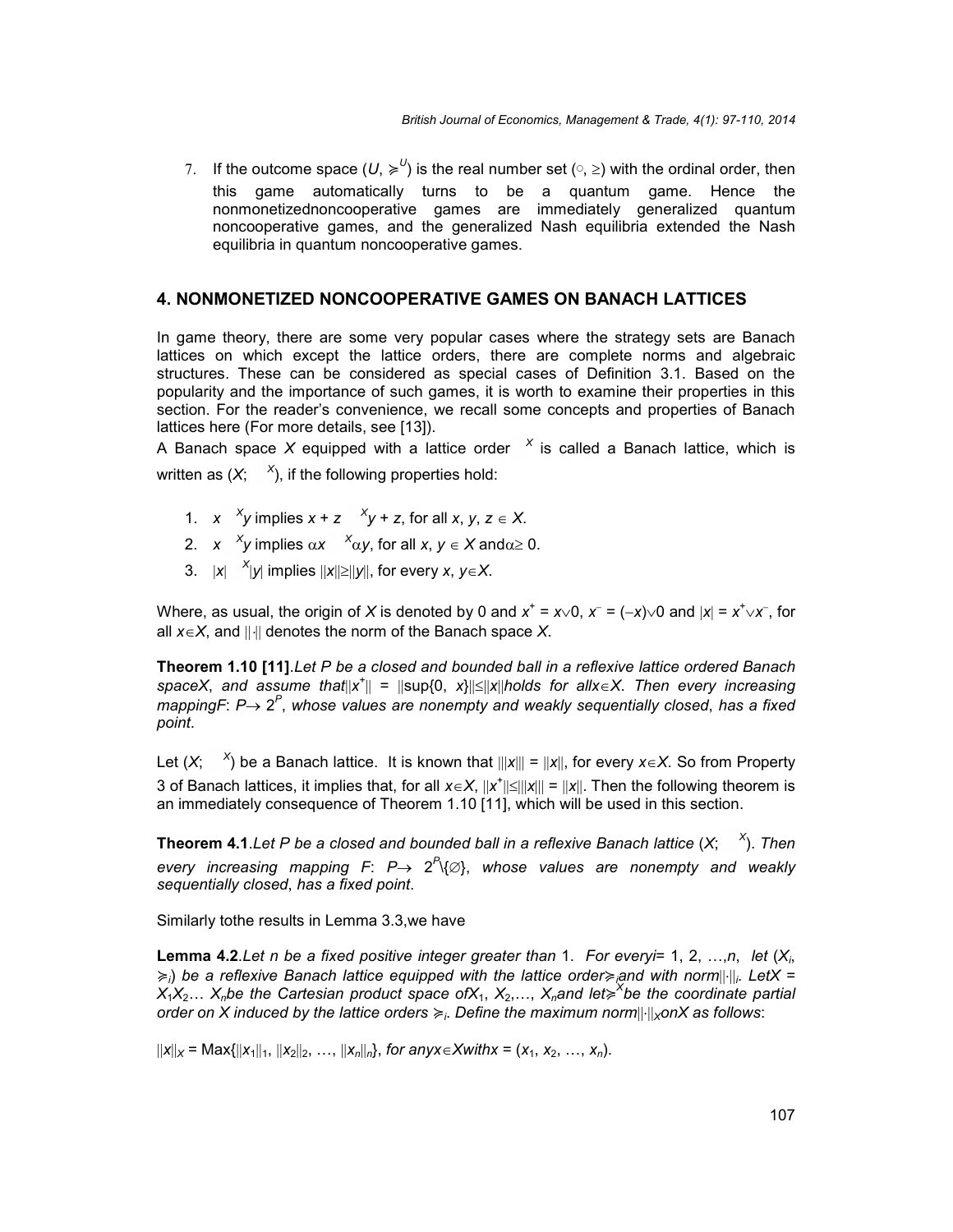7. If the outcome space $(U, \succcurlyeq^U)$ is the real number set $(\circ, \geq)$ with the ordinal order, then this game automatically turns to be a quantum game. Hence the nonmonetizednoncooperative games are immediately generalized quantum noncooperative games, and the generalized Nash equilibria extended the Nash equilibria in quantum noncooperative games.

## 4. NONMONETIZED NONCOOPERATIVE GAMES ON BANACH LATTICES

In game theory, there are some very popular cases where the strategy sets are Banach lattices on which except the lattice orders, there are complete norms and algebraic structures. These can be considered as special cases of Definition 3.1. Based on the popularity and the importance of such games, it is worth to examine their properties in this section. For the reader's convenience, we recall some concepts and properties of Banach lattices here (For more details, see [13]).

A Banach space $X$ equipped with a lattice order $\succcurlyeq^X$ is called a Banach lattice, which is written as $(X; \succcurlyeq^X)$, if the following properties hold:

1. $x \succcurlyeq^X y$ implies $x + z \succcurlyeq^X y + z$, for all $x, y, z \in X$.
2. $x \succcurlyeq^X y$ implies $\alpha x \succcurlyeq^X \alpha y$, for all $x, y \in X$ and $\alpha \geq 0$.
3. $|x| \succcurlyeq^X |y|$ implies $\|x\| \geq \|y\|$, for every $x, y \in X$.

Where, as usual, the origin of $X$ is denoted by 0 and $x^+ = x \vee 0$, $x^- = (-x) \vee 0$ and $|x| = x^+ \vee x^-$, for all $x \in X$, and $\|\cdot\|$ denotes the norm of the Banach space $X$.

**Theorem 1.10 [11]**. *Let $P$ be a closed and bounded ball in a reflexive lattice ordered Banach space $X$, and assume that $\|x^+\| = \|\sup\{0, x\}\| \leq \|x\|$ holds for all $x \in X$. Then every increasing mapping $F$: $P \to 2^P$, whose values are nonempty and weakly sequentially closed, has a fixed point*.

Let $(X; \succcurlyeq^X)$ be a Banach lattice. It is known that $\||x|\| = \|x\|$, for every $x \in X$. So from Property 3 of Banach lattices, it implies that, for all $x \in X$, $\|x^+\| \leq \||x|\| = \|x\|$. Then the following theorem is an immediately consequence of Theorem 1.10 [11], which will be used in this section.

**Theorem 4.1**. *Let $P$ be a closed and bounded ball in a reflexive Banach lattice $(X; \succcurlyeq^X)$. Then every increasing mapping $F$: $P \to 2^P \setminus \{\emptyset\}$, whose values are nonempty and weakly sequentially closed, has a fixed point*.

Similarly tothe results in Lemma 3.3,we have

**Lemma 4.2**. *Let $n$ be a fixed positive integer greater than 1. For every $i$ = 1, 2, …, $n$, let $(X_i, \succcurlyeq_i)$ be a reflexive Banach lattice equipped with the lattice order $\succcurlyeq_i$ and with norm $\|\cdot\|_i$. Let $X = X_1X_2\ldots X_n$ be the Cartesian product space of $X_1, X_2, \ldots, X_n$ and let $\succcurlyeq^X$ be the coordinate partial order on $X$ induced by the lattice orders $\succcurlyeq_i$. Define the maximum norm $\|\cdot\|_X$ on $X$ as follows*:

$\|x\|_X = \text{Max}\{\|x_1\|_1, \|x_2\|_2, \ldots, \|x_n\|_n\}$, *for any $x \in X$ with $x = (x_1, x_2, \ldots, x_n)$*.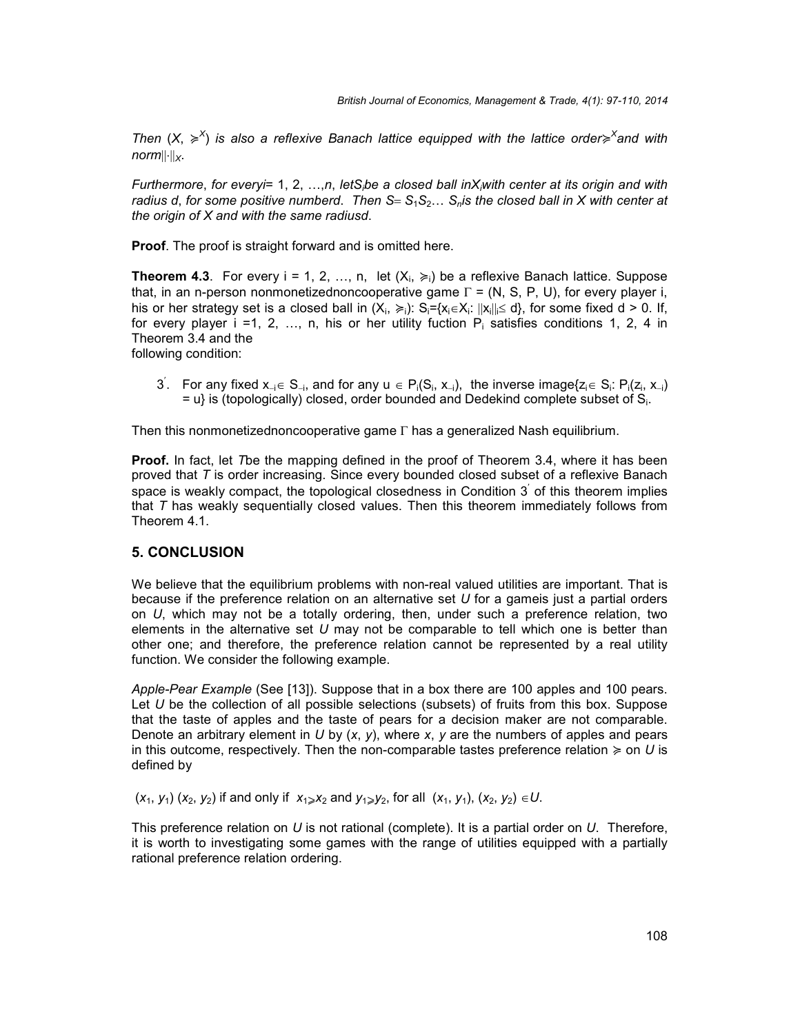*Then* $(X, \succcurlyeq^X)$ *is also a reflexive Banach lattice equipped with the lattice order* $\succcurlyeq^X$ *and with norm* $\|\cdot\|_X$.

*Furthermore*, *for every* $i$ = 1, 2, …, $n$, *let* $S_i$ *be a closed ball in* $X_i$ *with center at its origin and with radius d*, *for some positive number* $d$. *Then* $S = S_1S_2\ldots S_n$ *is the closed ball in X with center at the origin of X and with the same radius* $d$.

**Proof**. The proof is straight forward and is omitted here.

**Theorem 4.3**. For every i = 1, 2, …, n, let $(X_i, \succcurlyeq_i)$ be a reflexive Banach lattice. Suppose that, in an n-person nonmonetized noncooperative game $\Gamma = (N, S, P, U)$, for every player i, his or her strategy set is a closed ball in $(X_i, \succcurlyeq_i)$: $S_i=\{x_i \in X_i: \|x_i\|_i \leq d\}$, for some fixed $d > 0$. If, for every player i =1, 2, …, n, his or her utility fuction $P_i$ satisfies conditions 1, 2, 4 in Theorem 3.4 and the following condition:

3$'$. For any fixed $x_{-i} \in S_{-i}$, and for any $u \in P_i(S_i, x_{-i})$, the inverse image $\{z_i \in S_i: P_i(z_i, x_{-i}) = u\}$ is (topologically) closed, order bounded and Dedekind complete subset of $S_i$.

Then this nonmonetized noncooperative game $\Gamma$ has a generalized Nash equilibrium.

**Proof.** In fact, let *T* be the mapping defined in the proof of Theorem 3.4, where it has been proved that *T* is order increasing. Since every bounded closed subset of a reflexive Banach space is weakly compact, the topological closedness in Condition 3$'$ of this theorem implies that *T* has weakly sequentially closed values. Then this theorem immediately follows from Theorem 4.1.

## 5. CONCLUSION

We believe that the equilibrium problems with non-real valued utilities are important. That is because if the preference relation on an alternative set *U* for a game is just a partial orders on *U*, which may not be a totally ordering, then, under such a preference relation, two elements in the alternative set *U* may not be comparable to tell which one is better than other one; and therefore, the preference relation cannot be represented by a real utility function. We consider the following example.

*Apple-Pear Example* (See [13]). Suppose that in a box there are 100 apples and 100 pears. Let *U* be the collection of all possible selections (subsets) of fruits from this box. Suppose that the taste of apples and the taste of pears for a decision maker are not comparable. Denote an arbitrary element in *U* by $(x, y)$, where $x$, $y$ are the numbers of apples and pears in this outcome, respectively. Then the non-comparable tastes preference relation $\succcurlyeq$ on *U* is defined by

$(x_1, y_1)$ $(x_2, y_2)$ if and only if $x_1 \geqslant x_2$ and $y_1 \geqslant y_2$, for all $(x_1, y_1), (x_2, y_2) \in U$.

This preference relation on *U* is not rational (complete). It is a partial order on *U*. Therefore, it is worth to investigating some games with the range of utilities equipped with a partially rational preference relation ordering.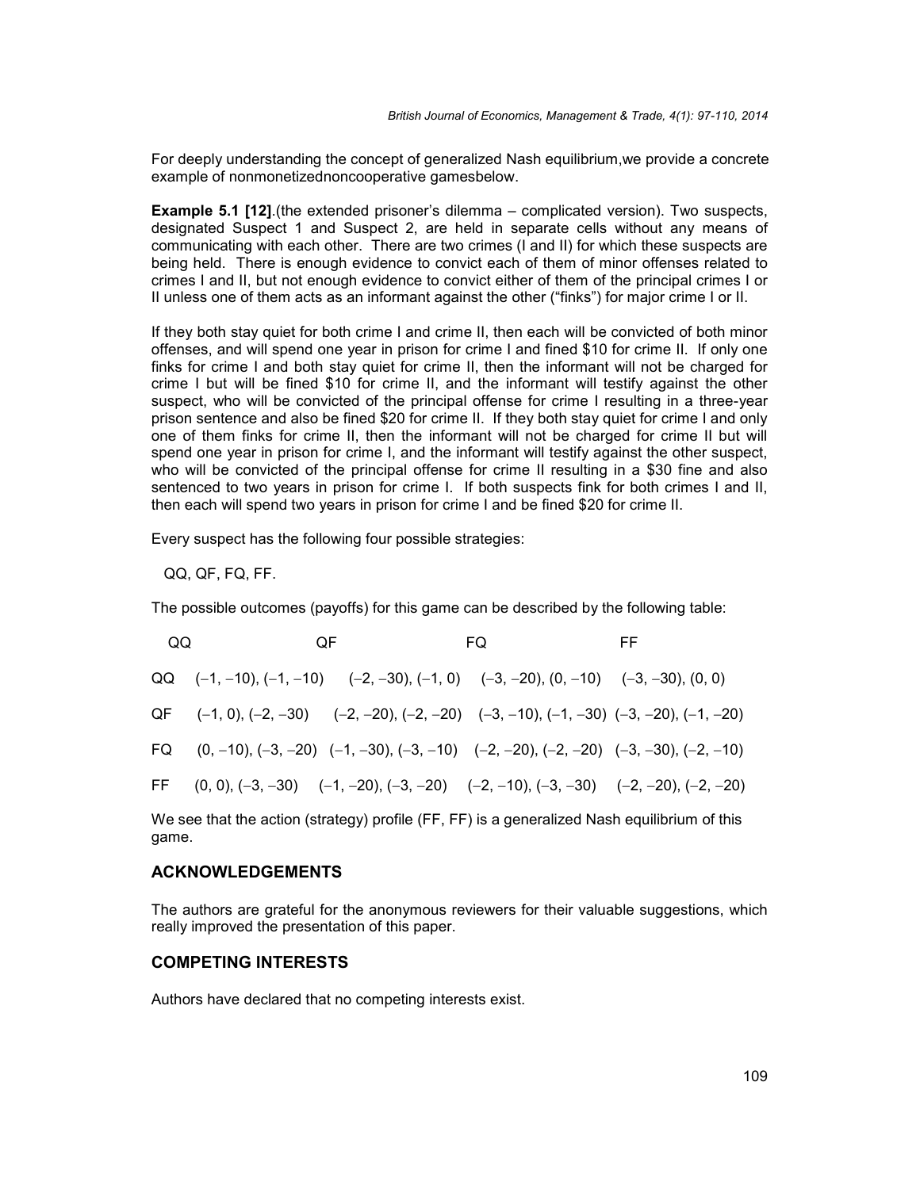For deeply understanding the concept of generalized Nash equilibrium,we provide a concrete example of nonmonetizednoncooperative gamesbelow.

**Example 5.1 [12]**.(the extended prisoner's dilemma – complicated version). Two suspects, designated Suspect 1 and Suspect 2, are held in separate cells without any means of communicating with each other. There are two crimes (I and II) for which these suspects are being held. There is enough evidence to convict each of them of minor offenses related to crimes I and II, but not enough evidence to convict either of them of the principal crimes I or II unless one of them acts as an informant against the other ("finks") for major crime I or II.

If they both stay quiet for both crime I and crime II, then each will be convicted of both minor offenses, and will spend one year in prison for crime I and fined \$10 for crime II. If only one finks for crime I and both stay quiet for crime II, then the informant will not be charged for crime I but will be fined \$10 for crime II, and the informant will testify against the other suspect, who will be convicted of the principal offense for crime I resulting in a three-year prison sentence and also be fined \$20 for crime II. If they both stay quiet for crime I and only one of them finks for crime II, then the informant will not be charged for crime II but will spend one year in prison for crime I, and the informant will testify against the other suspect, who will be convicted of the principal offense for crime II resulting in a \$30 fine and also sentenced to two years in prison for crime I. If both suspects fink for both crimes I and II, then each will spend two years in prison for crime I and be fined \$20 for crime II.

Every suspect has the following four possible strategies:

QQ, QF, FQ, FF.

The possible outcomes (payoffs) for this game can be described by the following table:

| | QQ | QF | FQ | FF |
|---|---|---|---|---|
| QQ | $(-1, -10), (-1, -10)$ | $(-2, -30), (-1, 0)$ | $(-3, -20), (0, -10)$ | $(-3, -30), (0, 0)$ |
| QF | $(-1, 0), (-2, -30)$ | $(-2, -20), (-2, -20)$ | $(-3, -10), (-1, -30)$ | $(-3, -20), (-1, -20)$ |
| FQ | $(0, -10), (-3, -20)$ | $(-1, -30), (-3, -10)$ | $(-2, -20), (-2, -20)$ | $(-3, -30), (-2, -10)$ |
| FF | $(0, 0), (-3, -30)$ | $(-1, -20), (-3, -20)$ | $(-2, -10), (-3, -30)$ | $(-2, -20), (-2, -20)$ |

We see that the action (strategy) profile (FF, FF) is a generalized Nash equilibrium of this game.

## ACKNOWLEDGEMENTS

The authors are grateful for the anonymous reviewers for their valuable suggestions, which really improved the presentation of this paper.

## COMPETING INTERESTS

Authors have declared that no competing interests exist.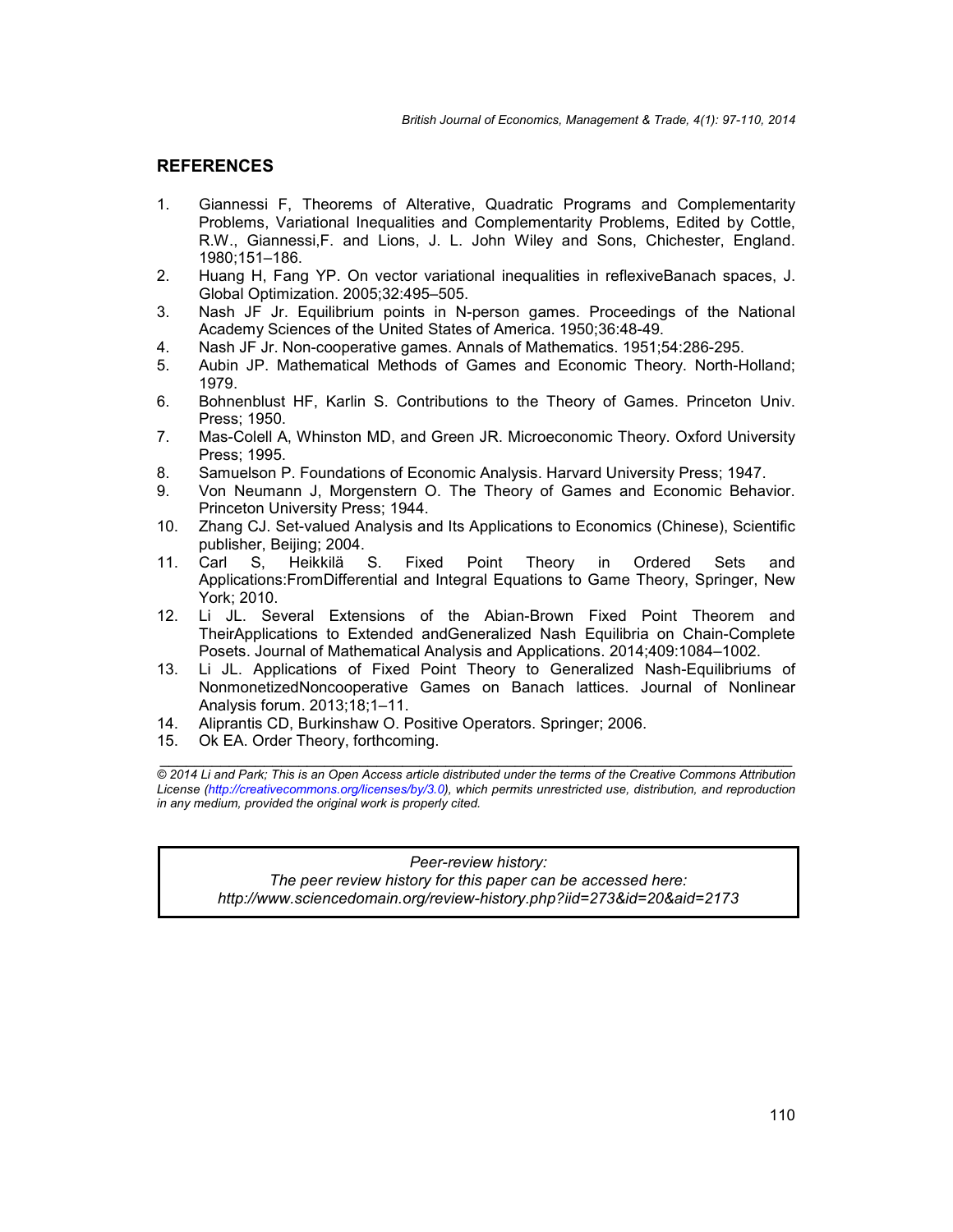## REFERENCES

1. Giannessi F, Theorems of Alterative, Quadratic Programs and Complementarity Problems, Variational Inequalities and Complementarity Problems, Edited by Cottle, R.W., Giannessi,F. and Lions, J. L. John Wiley and Sons, Chichester, England. 1980;151–186.
2. Huang H, Fang YP. On vector variational inequalities in reflexiveBanach spaces, J. Global Optimization. 2005;32:495–505.
3. Nash JF Jr. Equilibrium points in N-person games. Proceedings of the National Academy Sciences of the United States of America. 1950;36:48-49.
4. Nash JF Jr. Non-cooperative games. Annals of Mathematics. 1951;54:286-295.
5. Aubin JP. Mathematical Methods of Games and Economic Theory. North-Holland; 1979.
6. Bohnenblust HF, Karlin S. Contributions to the Theory of Games. Princeton Univ. Press; 1950.
7. Mas-Colell A, Whinston MD, and Green JR. Microeconomic Theory. Oxford University Press; 1995.
8. Samuelson P. Foundations of Economic Analysis. Harvard University Press; 1947.
9. Von Neumann J, Morgenstern O. The Theory of Games and Economic Behavior. Princeton University Press; 1944.
10. Zhang CJ. Set-valued Analysis and Its Applications to Economics (Chinese), Scientific publisher, Beijing; 2004.
11. Carl S, Heikkilä S. Fixed Point Theory in Ordered Sets and Applications:FromDifferential and Integral Equations to Game Theory, Springer, New York; 2010.
12. Li JL. Several Extensions of the Abian-Brown Fixed Point Theorem and TheirApplications to Extended andGeneralized Nash Equilibria on Chain-Complete Posets. Journal of Mathematical Analysis and Applications. 2014;409:1084–1002.
13. Li JL. Applications of Fixed Point Theory to Generalized Nash-Equilibriums of NonmonetizedNoncooperative Games on Banach lattices. Journal of Nonlinear Analysis forum. 2013;18;1–11.
14. Aliprantis CD, Burkinshaw O. Positive Operators. Springer; 2006.
15. Ok EA. Order Theory, forthcoming.

---

*© 2014 Li and Park; This is an Open Access article distributed under the terms of the Creative Commons Attribution License (http://creativecommons.org/licenses/by/3.0), which permits unrestricted use, distribution, and reproduction in any medium, provided the original work is properly cited.*

*Peer-review history:*
*The peer review history for this paper can be accessed here:*
*http://www.sciencedomain.org/review-history.php?iid=273&id=20&aid=2173*